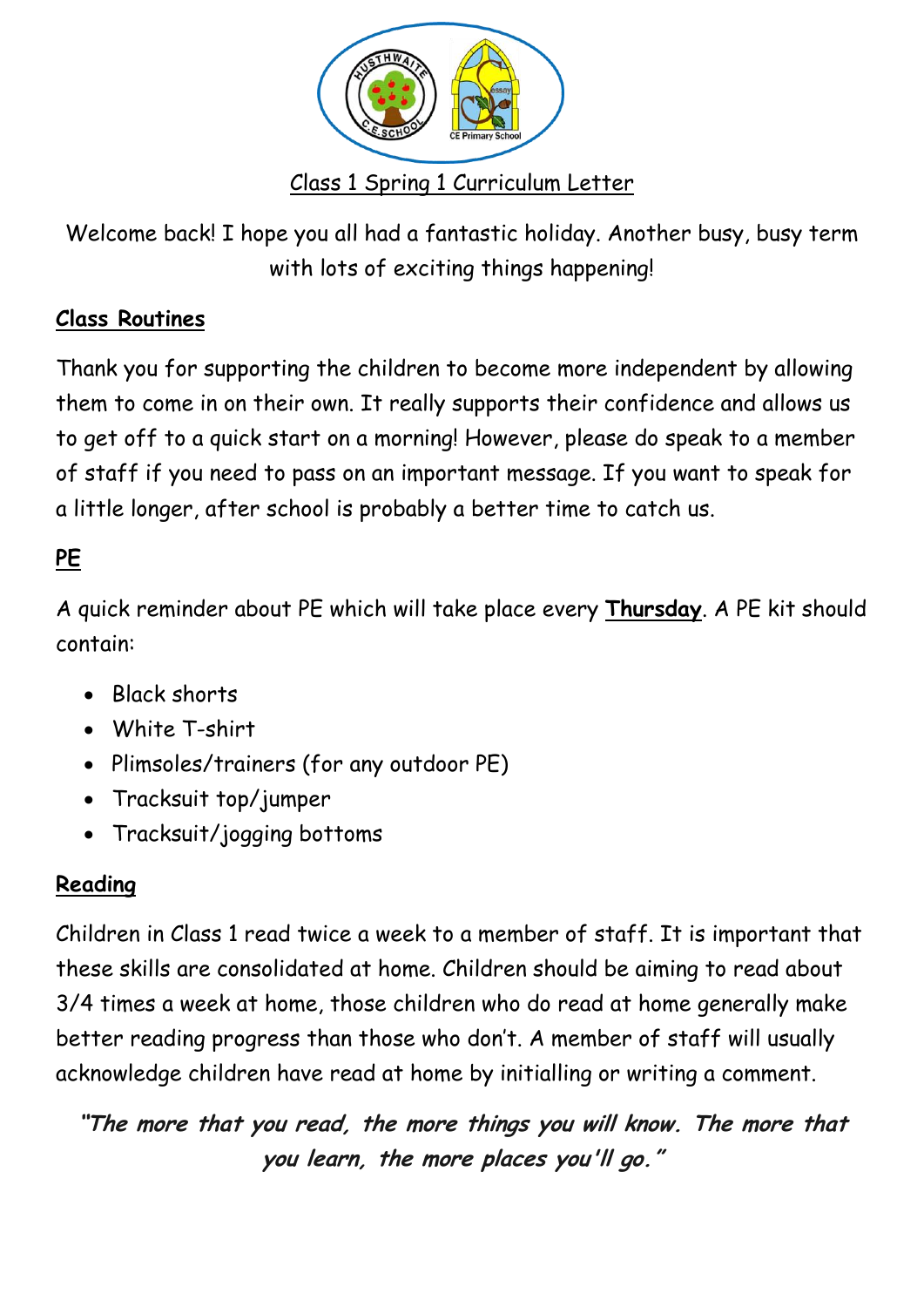# Class 1 Spring 1 Curriculum Letter

Welcome back! I hope you all had a fantastic holiday. Another busy, busy term with lots of exciting things happening!

## Class Routines

Thank you for supporting the children to become more independent by allowing them to come in on their own. It really supports their confidence and allows us to get off to a quick start on a morning! However, please do speak to a member of staff if you need to pass on an important message. If you want to speak for a little longer, after school is probably a better time to catch us.

## PE

A quick reminder about PE which will take place every **Thursday**. A PE kit should contain:

- Black shorts
- White T-shirt
- Plimsoles/trainers (for any outdoor PE)
- Tracksuit top/jumper
- Tracksuit/jogging bottoms

## Reading

Children in Class 1 read twice a week to a member of staff. It is important that these skills are consolidated at home. Children should be aiming to read about 3/4 times a week at home, those children who do read at home generally make better reading progress than those who don't. A member of staff will usually acknowledge children have read at home by initialling or writing a comment.

***"The more that you read, the more things you will know. The more that you learn, the more places you'll go."***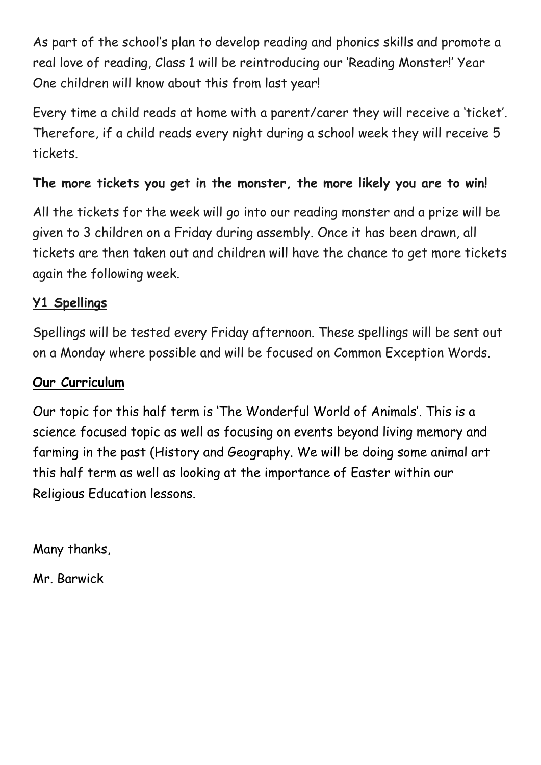As part of the school's plan to develop reading and phonics skills and promote a real love of reading, Class 1 will be reintroducing our 'Reading Monster!' Year One children will know about this from last year!

Every time a child reads at home with a parent/carer they will receive a 'ticket'. Therefore, if a child reads every night during a school week they will receive 5 tickets.

**The more tickets you get in the monster, the more likely you are to win!**

All the tickets for the week will go into our reading monster and a prize will be given to 3 children on a Friday during assembly. Once it has been drawn, all tickets are then taken out and children will have the chance to get more tickets again the following week.

## Y1 Spellings

Spellings will be tested every Friday afternoon. These spellings will be sent out on a Monday where possible and will be focused on Common Exception Words.

## Our Curriculum

Our topic for this half term is 'The Wonderful World of Animals'. This is a science focused topic as well as focusing on events beyond living memory and farming in the past (History and Geography. We will be doing some animal art this half term as well as looking at the importance of Easter within our Religious Education lessons.

Many thanks,

Mr. Barwick